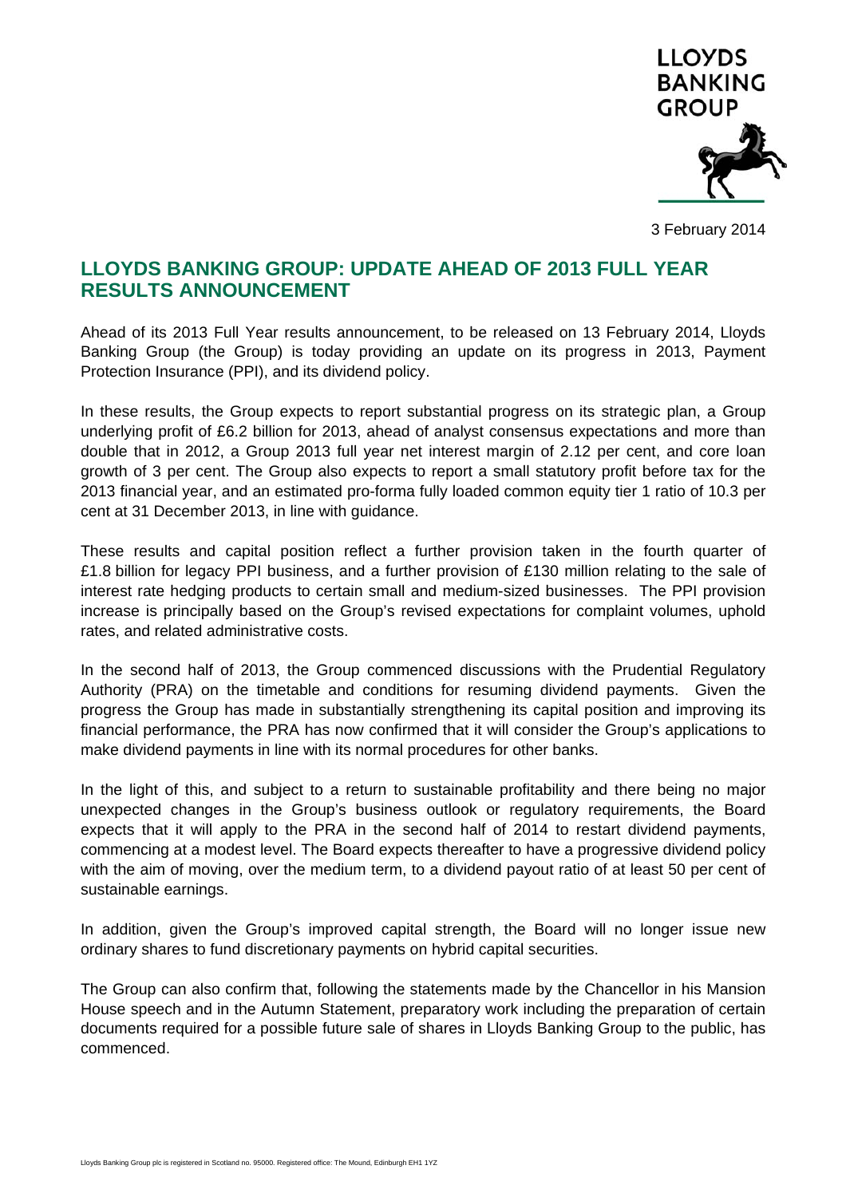3 February 2014

# LLOYDS BANKING GROUP: UPDATE AHEAD OF 2013 FULL YEAR RESULTS ANNOUNCEMENT

Ahead of its 2013 Full Year results announcement, to be released on 13 February 2014, Lloyds Banking Group (the Group) is today providing an update on its progress in 2013, Payment Protection Insurance (PPI), and its dividend policy.

In these results, the Group expects to report substantial progress on its strategic plan, a Group underlying profit of £6.2 billion for 2013, ahead of analyst consensus expectations and more than double that in 2012, a Group 2013 full year net interest margin of 2.12 per cent, and core loan growth of 3 per cent. The Group also expects to report a small statutory profit before tax for the 2013 financial year, and an estimated pro-forma fully loaded common equity tier 1 ratio of 10.3 per cent at 31 December 2013, in line with guidance.

These results and capital position reflect a further provision taken in the fourth quarter of £1.8 billion for legacy PPI business, and a further provision of £130 million relating to the sale of interest rate hedging products to certain small and medium-sized businesses. The PPI provision increase is principally based on the Group's revised expectations for complaint volumes, uphold rates, and related administrative costs.

In the second half of 2013, the Group commenced discussions with the Prudential Regulatory Authority (PRA) on the timetable and conditions for resuming dividend payments. Given the progress the Group has made in substantially strengthening its capital position and improving its financial performance, the PRA has now confirmed that it will consider the Group's applications to make dividend payments in line with its normal procedures for other banks.

In the light of this, and subject to a return to sustainable profitability and there being no major unexpected changes in the Group's business outlook or regulatory requirements, the Board expects that it will apply to the PRA in the second half of 2014 to restart dividend payments, commencing at a modest level. The Board expects thereafter to have a progressive dividend policy with the aim of moving, over the medium term, to a dividend payout ratio of at least 50 per cent of sustainable earnings.

In addition, given the Group's improved capital strength, the Board will no longer issue new ordinary shares to fund discretionary payments on hybrid capital securities.

The Group can also confirm that, following the statements made by the Chancellor in his Mansion House speech and in the Autumn Statement, preparatory work including the preparation of certain documents required for a possible future sale of shares in Lloyds Banking Group to the public, has commenced.

Lloyds Banking Group plc is registered in Scotland no. 95000. Registered office: The Mound, Edinburgh EH1 1YZ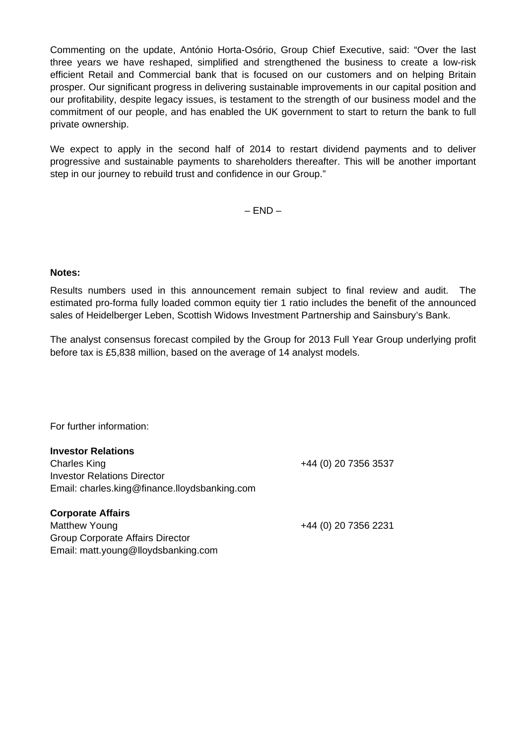Commenting on the update, António Horta-Osório, Group Chief Executive, said: "Over the last three years we have reshaped, simplified and strengthened the business to create a low-risk efficient Retail and Commercial bank that is focused on our customers and on helping Britain prosper. Our significant progress in delivering sustainable improvements in our capital position and our profitability, despite legacy issues, is testament to the strength of our business model and the commitment of our people, and has enabled the UK government to start to return the bank to full private ownership.

We expect to apply in the second half of 2014 to restart dividend payments and to deliver progressive and sustainable payments to shareholders thereafter. This will be another important step in our journey to rebuild trust and confidence in our Group."

– END –

**Notes:**

Results numbers used in this announcement remain subject to final review and audit. The estimated pro-forma fully loaded common equity tier 1 ratio includes the benefit of the announced sales of Heidelberger Leben, Scottish Widows Investment Partnership and Sainsbury's Bank.

The analyst consensus forecast compiled by the Group for 2013 Full Year Group underlying profit before tax is £5,838 million, based on the average of 14 analyst models.

For further information:

**Investor Relations**
Charles King — +44 (0) 20 7356 3537
Investor Relations Director
Email: charles.king@finance.lloydsbanking.com

**Corporate Affairs**
Matthew Young — +44 (0) 20 7356 2231
Group Corporate Affairs Director
Email: matt.young@lloydsbanking.com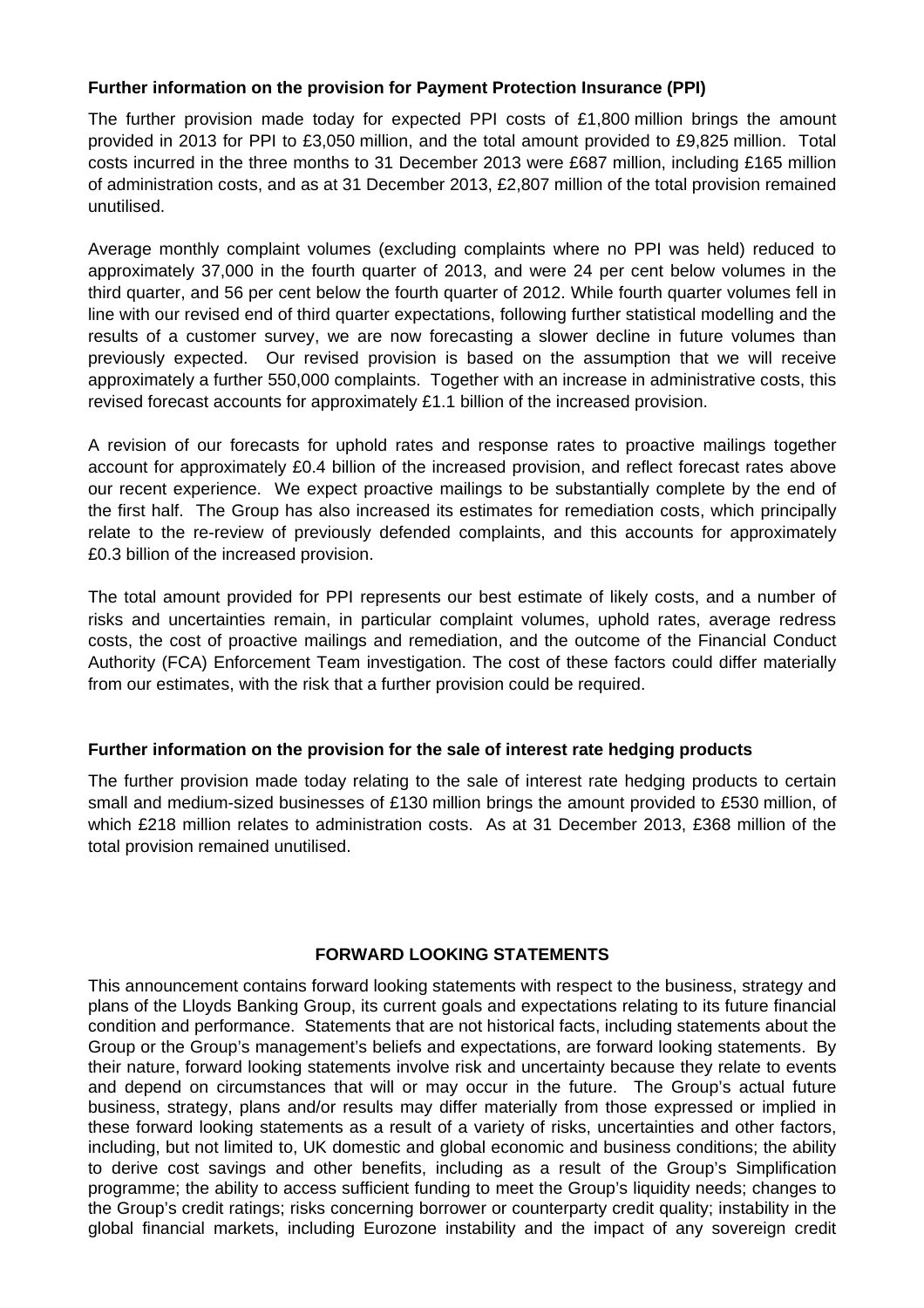**Further information on the provision for Payment Protection Insurance (PPI)**

The further provision made today for expected PPI costs of £1,800 million brings the amount provided in 2013 for PPI to £3,050 million, and the total amount provided to £9,825 million. Total costs incurred in the three months to 31 December 2013 were £687 million, including £165 million of administration costs, and as at 31 December 2013, £2,807 million of the total provision remained unutilised.

Average monthly complaint volumes (excluding complaints where no PPI was held) reduced to approximately 37,000 in the fourth quarter of 2013, and were 24 per cent below volumes in the third quarter, and 56 per cent below the fourth quarter of 2012. While fourth quarter volumes fell in line with our revised end of third quarter expectations, following further statistical modelling and the results of a customer survey, we are now forecasting a slower decline in future volumes than previously expected. Our revised provision is based on the assumption that we will receive approximately a further 550,000 complaints. Together with an increase in administrative costs, this revised forecast accounts for approximately £1.1 billion of the increased provision.

A revision of our forecasts for uphold rates and response rates to proactive mailings together account for approximately £0.4 billion of the increased provision, and reflect forecast rates above our recent experience. We expect proactive mailings to be substantially complete by the end of the first half. The Group has also increased its estimates for remediation costs, which principally relate to the re-review of previously defended complaints, and this accounts for approximately £0.3 billion of the increased provision.

The total amount provided for PPI represents our best estimate of likely costs, and a number of risks and uncertainties remain, in particular complaint volumes, uphold rates, average redress costs, the cost of proactive mailings and remediation, and the outcome of the Financial Conduct Authority (FCA) Enforcement Team investigation. The cost of these factors could differ materially from our estimates, with the risk that a further provision could be required.

**Further information on the provision for the sale of interest rate hedging products**

The further provision made today relating to the sale of interest rate hedging products to certain small and medium-sized businesses of £130 million brings the amount provided to £530 million, of which £218 million relates to administration costs. As at 31 December 2013, £368 million of the total provision remained unutilised.

**FORWARD LOOKING STATEMENTS**

This announcement contains forward looking statements with respect to the business, strategy and plans of the Lloyds Banking Group, its current goals and expectations relating to its future financial condition and performance. Statements that are not historical facts, including statements about the Group or the Group's management's beliefs and expectations, are forward looking statements. By their nature, forward looking statements involve risk and uncertainty because they relate to events and depend on circumstances that will or may occur in the future. The Group's actual future business, strategy, plans and/or results may differ materially from those expressed or implied in these forward looking statements as a result of a variety of risks, uncertainties and other factors, including, but not limited to, UK domestic and global economic and business conditions; the ability to derive cost savings and other benefits, including as a result of the Group's Simplification programme; the ability to access sufficient funding to meet the Group's liquidity needs; changes to the Group's credit ratings; risks concerning borrower or counterparty credit quality; instability in the global financial markets, including Eurozone instability and the impact of any sovereign credit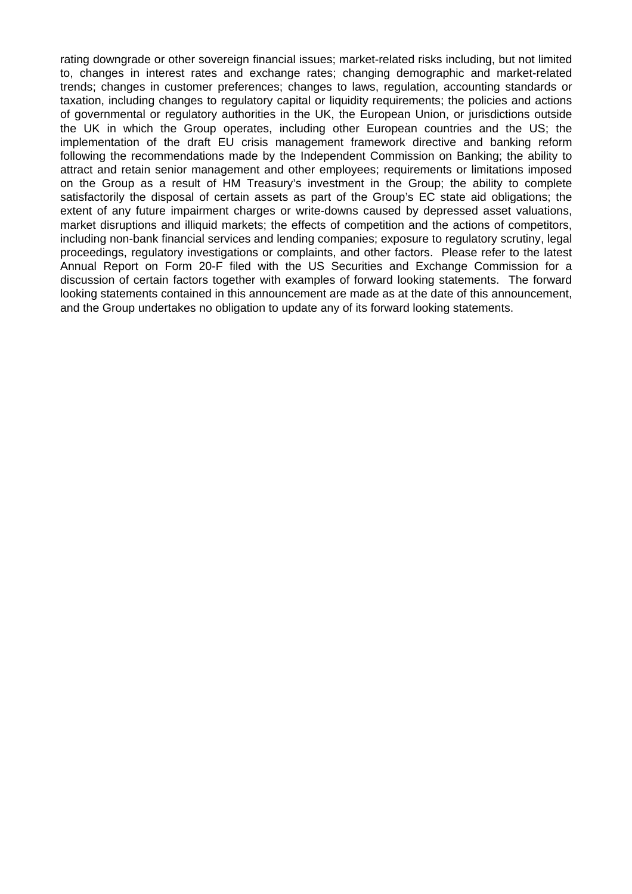rating downgrade or other sovereign financial issues; market-related risks including, but not limited to, changes in interest rates and exchange rates; changing demographic and market-related trends; changes in customer preferences; changes to laws, regulation, accounting standards or taxation, including changes to regulatory capital or liquidity requirements; the policies and actions of governmental or regulatory authorities in the UK, the European Union, or jurisdictions outside the UK in which the Group operates, including other European countries and the US; the implementation of the draft EU crisis management framework directive and banking reform following the recommendations made by the Independent Commission on Banking; the ability to attract and retain senior management and other employees; requirements or limitations imposed on the Group as a result of HM Treasury's investment in the Group; the ability to complete satisfactorily the disposal of certain assets as part of the Group's EC state aid obligations; the extent of any future impairment charges or write-downs caused by depressed asset valuations, market disruptions and illiquid markets; the effects of competition and the actions of competitors, including non-bank financial services and lending companies; exposure to regulatory scrutiny, legal proceedings, regulatory investigations or complaints, and other factors. Please refer to the latest Annual Report on Form 20-F filed with the US Securities and Exchange Commission for a discussion of certain factors together with examples of forward looking statements. The forward looking statements contained in this announcement are made as at the date of this announcement, and the Group undertakes no obligation to update any of its forward looking statements.